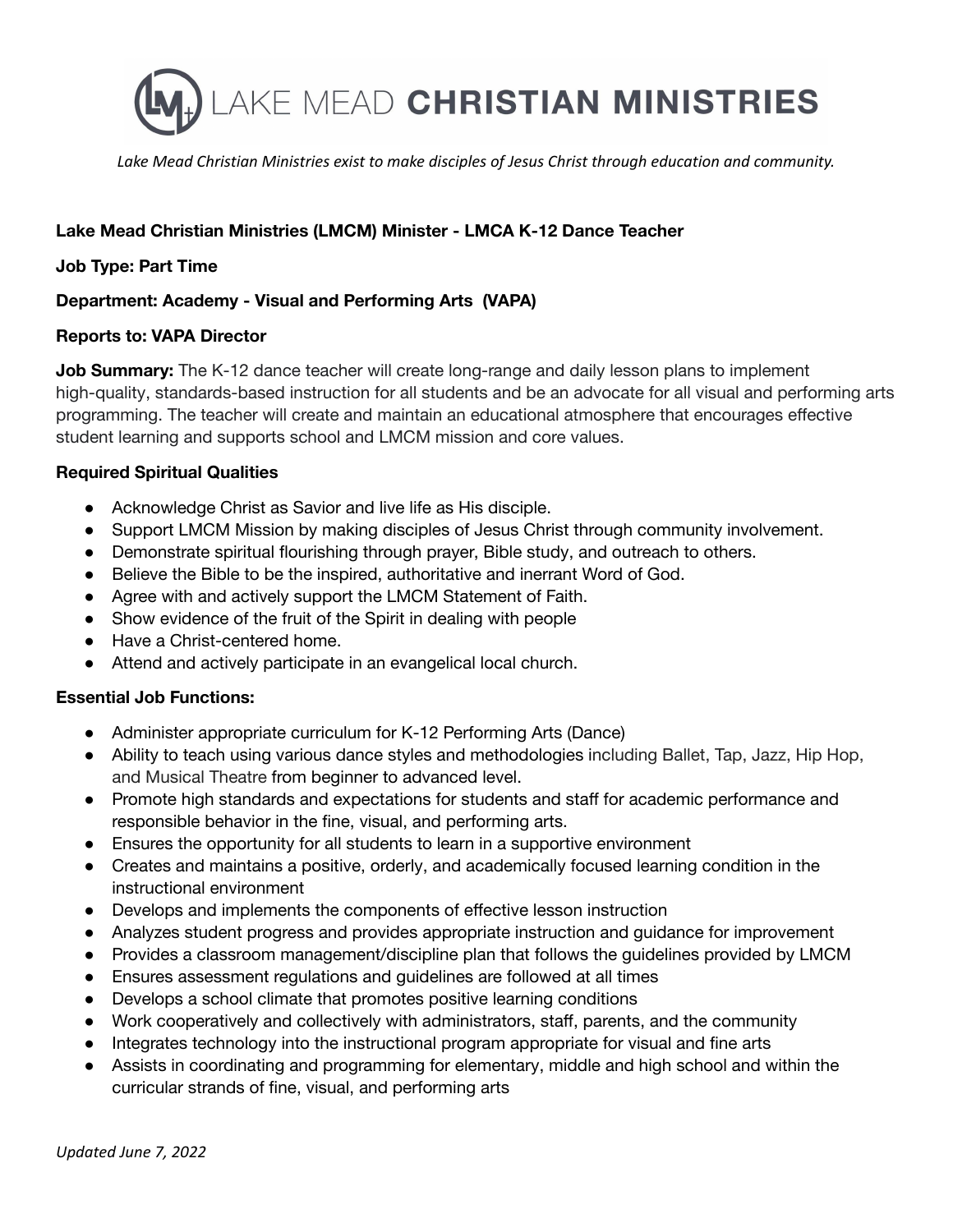# LAKE MEAD CHRISTIAN MINISTRIES

*Lake Mead Christian Ministries exist to make disciples of Jesus Christ through education and community.*

**Lake Mead Christian Ministries (LMCM) Minister - LMCA K-12 Dance Teacher**

**Job Type: Part Time**

**Department: Academy - Visual and Performing Arts (VAPA)**

**Reports to: VAPA Director**

**Job Summary:** The K-12 dance teacher will create long-range and daily lesson plans to implement high-quality, standards-based instruction for all students and be an advocate for all visual and performing arts programming. The teacher will create and maintain an educational atmosphere that encourages effective student learning and supports school and LMCM mission and core values.

**Required Spiritual Qualities**

- Acknowledge Christ as Savior and live life as His disciple.
- Support LMCM Mission by making disciples of Jesus Christ through community involvement.
- Demonstrate spiritual flourishing through prayer, Bible study, and outreach to others.
- Believe the Bible to be the inspired, authoritative and inerrant Word of God.
- Agree with and actively support the LMCM Statement of Faith.
- Show evidence of the fruit of the Spirit in dealing with people
- Have a Christ-centered home.
- Attend and actively participate in an evangelical local church.

**Essential Job Functions:**

- Administer appropriate curriculum for K-12 Performing Arts (Dance)
- Ability to teach using various dance styles and methodologies including Ballet, Tap, Jazz, Hip Hop, and Musical Theatre from beginner to advanced level.
- Promote high standards and expectations for students and staff for academic performance and responsible behavior in the fine, visual, and performing arts.
- Ensures the opportunity for all students to learn in a supportive environment
- Creates and maintains a positive, orderly, and academically focused learning condition in the instructional environment
- Develops and implements the components of effective lesson instruction
- Analyzes student progress and provides appropriate instruction and guidance for improvement
- Provides a classroom management/discipline plan that follows the guidelines provided by LMCM
- Ensures assessment regulations and guidelines are followed at all times
- Develops a school climate that promotes positive learning conditions
- Work cooperatively and collectively with administrators, staff, parents, and the community
- Integrates technology into the instructional program appropriate for visual and fine arts
- Assists in coordinating and programming for elementary, middle and high school and within the curricular strands of fine, visual, and performing arts

*Updated June 7, 2022*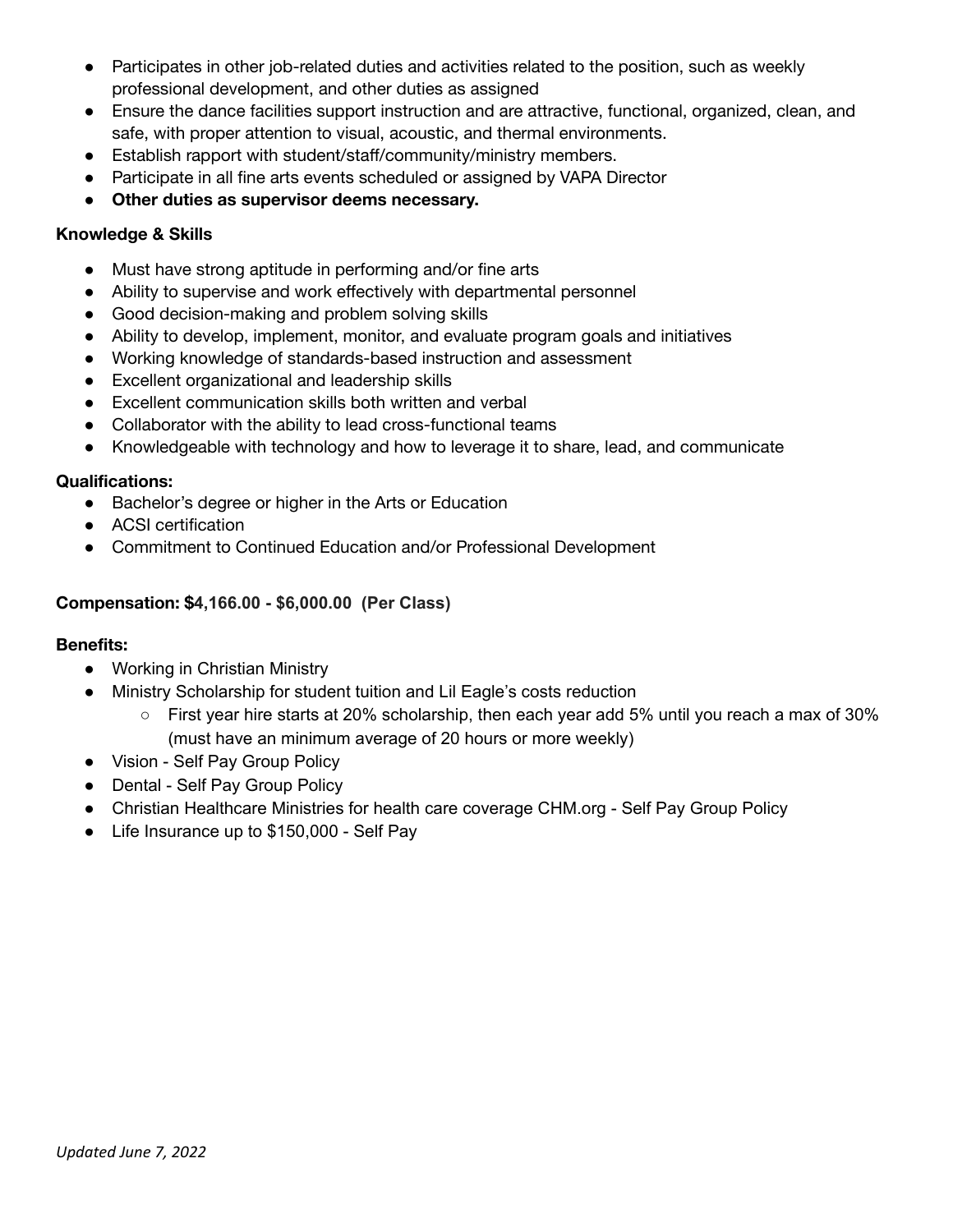- Participates in other job-related duties and activities related to the position, such as weekly professional development, and other duties as assigned
- Ensure the dance facilities support instruction and are attractive, functional, organized, clean, and safe, with proper attention to visual, acoustic, and thermal environments.
- Establish rapport with student/staff/community/ministry members.
- Participate in all fine arts events scheduled or assigned by VAPA Director
- **Other duties as supervisor deems necessary.**

**Knowledge & Skills**

- Must have strong aptitude in performing and/or fine arts
- Ability to supervise and work effectively with departmental personnel
- Good decision-making and problem solving skills
- Ability to develop, implement, monitor, and evaluate program goals and initiatives
- Working knowledge of standards-based instruction and assessment
- Excellent organizational and leadership skills
- Excellent communication skills both written and verbal
- Collaborator with the ability to lead cross-functional teams
- Knowledgeable with technology and how to leverage it to share, lead, and communicate

**Qualifications:**

- Bachelor's degree or higher in the Arts or Education
- ACSI certification
- Commitment to Continued Education and/or Professional Development

**Compensation: $4,166.00 - $6,000.00 (Per Class)**

**Benefits:**

- Working in Christian Ministry
- Ministry Scholarship for student tuition and Lil Eagle's costs reduction
  - First year hire starts at 20% scholarship, then each year add 5% until you reach a max of 30% (must have an minimum average of 20 hours or more weekly)
- Vision - Self Pay Group Policy
- Dental - Self Pay Group Policy
- Christian Healthcare Ministries for health care coverage CHM.org - Self Pay Group Policy
- Life Insurance up to $150,000 - Self Pay

*Updated June 7, 2022*